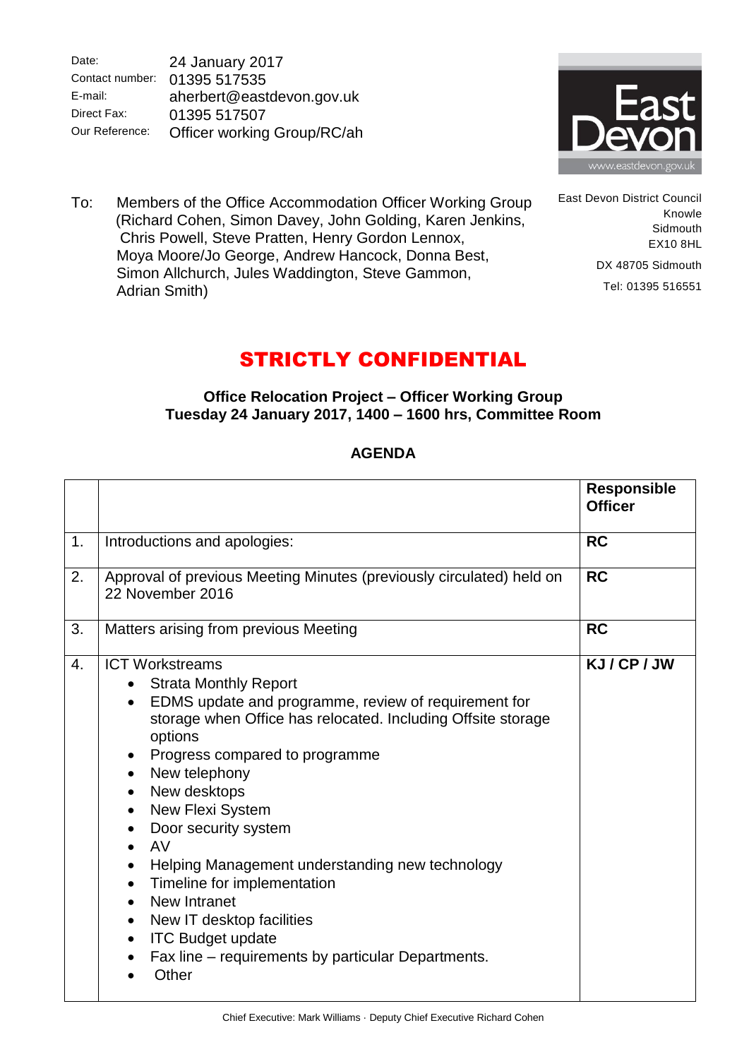| | |
|---|---|
| Date: | 24 January 2017 |
| Contact number: | 01395 517535 |
| E-mail: | aherbert@eastdevon.gov.uk |
| Direct Fax: | 01395 517507 |
| Our Reference: | Officer working Group/RC/ah |

East Devon
www.eastdevon.gov.uk

To: Members of the Office Accommodation Officer Working Group (Richard Cohen, Simon Davey, John Golding, Karen Jenkins, Chris Powell, Steve Pratten, Henry Gordon Lennox, Moya Moore/Jo George, Andrew Hancock, Donna Best, Simon Allchurch, Jules Waddington, Steve Gammon, Adrian Smith)

East Devon District Council
Knowle
Sidmouth
EX10 8HL

DX 48705 Sidmouth

Tel: 01395 516551

# STRICTLY CONFIDENTIAL

**Office Relocation Project – Officer Working Group**
**Tuesday 24 January 2017, 1400 – 1600 hrs, Committee Room**

## AGENDA

| | | Responsible Officer |
|---|---|---|
| 1. | Introductions and apologies: | **RC** |
| 2. | Approval of previous Meeting Minutes (previously circulated) held on 22 November 2016 | **RC** |
| 3. | Matters arising from previous Meeting | **RC** |
| 4. | ICT Workstreams<br>• Strata Monthly Report<br>• EDMS update and programme, review of requirement for storage when Office has relocated. Including Offsite storage options<br>• Progress compared to programme<br>• New telephony<br>• New desktops<br>• New Flexi System<br>• Door security system<br>• AV<br>• Helping Management understanding new technology<br>• Timeline for implementation<br>• New Intranet<br>• New IT desktop facilities<br>• ITC Budget update<br>• Fax line – requirements by particular Departments.<br>• Other | **KJ / CP / JW** |

Chief Executive: Mark Williams · Deputy Chief Executive Richard Cohen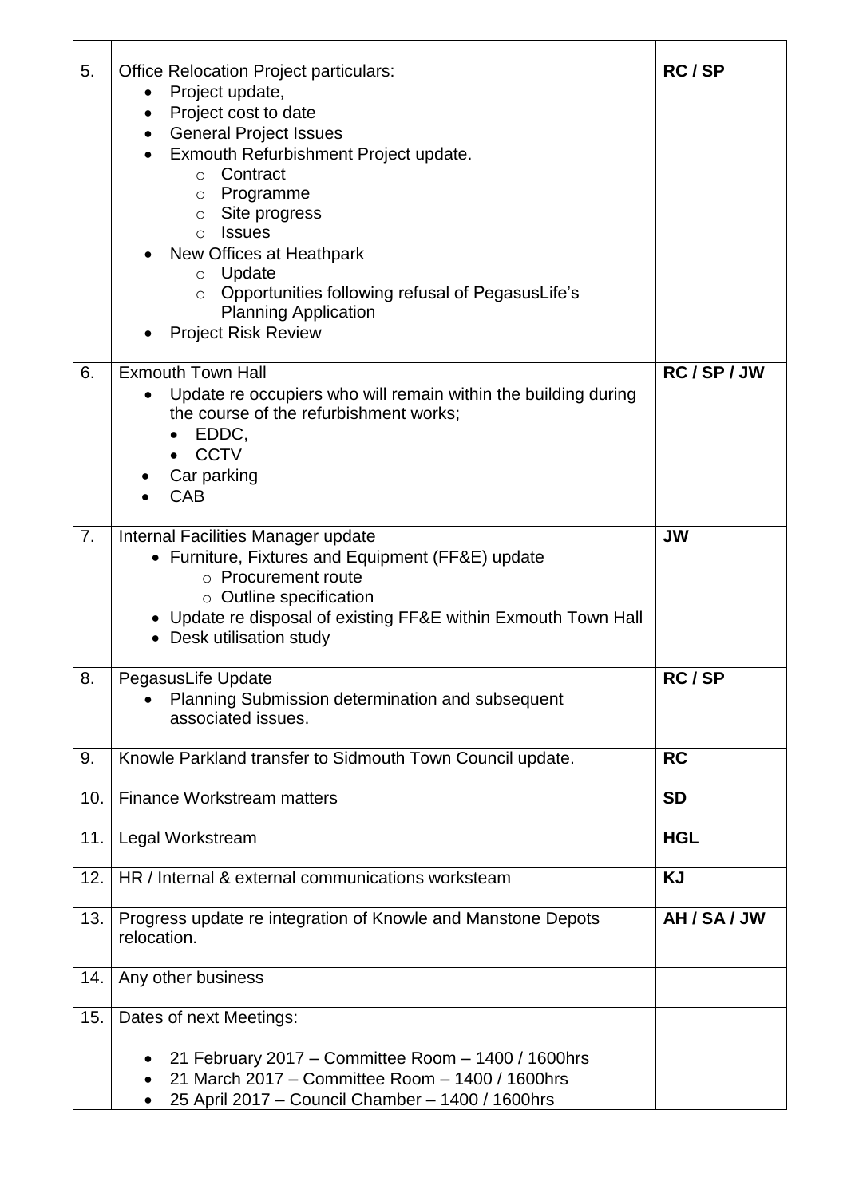| | | |
|---|---|---|
| 5. | Office Relocation Project particulars:<br>• Project update,<br>• Project cost to date<br>• General Project Issues<br>• Exmouth Refurbishment Project update.<br>&nbsp;&nbsp;&nbsp;&nbsp;○ Contract<br>&nbsp;&nbsp;&nbsp;&nbsp;○ Programme<br>&nbsp;&nbsp;&nbsp;&nbsp;○ Site progress<br>&nbsp;&nbsp;&nbsp;&nbsp;○ Issues<br>• New Offices at Heathpark<br>&nbsp;&nbsp;&nbsp;&nbsp;○ Update<br>&nbsp;&nbsp;&nbsp;&nbsp;○ Opportunities following refusal of PegasusLife's Planning Application<br>• Project Risk Review | **RC / SP** |
| 6. | Exmouth Town Hall<br>• Update re occupiers who will remain within the building during the course of the refurbishment works;<br>&nbsp;&nbsp;&nbsp;&nbsp;• EDDC,<br>&nbsp;&nbsp;&nbsp;&nbsp;• CCTV<br>• Car parking<br>• CAB | **RC / SP / JW** |
| 7. | Internal Facilities Manager update<br>• Furniture, Fixtures and Equipment (FF&E) update<br>&nbsp;&nbsp;&nbsp;&nbsp;○ Procurement route<br>&nbsp;&nbsp;&nbsp;&nbsp;○ Outline specification<br>• Update re disposal of existing FF&E within Exmouth Town Hall<br>• Desk utilisation study | **JW** |
| 8. | PegasusLife Update<br>• Planning Submission determination and subsequent associated issues. | **RC / SP** |
| 9. | Knowle Parkland transfer to Sidmouth Town Council update. | **RC** |
| 10. | Finance Workstream matters | **SD** |
| 11. | Legal Workstream | **HGL** |
| 12. | HR / Internal & external communications worksteam | **KJ** |
| 13. | Progress update re integration of Knowle and Manstone Depots relocation. | **AH / SA / JW** |
| 14. | Any other business | |
| 15. | Dates of next Meetings:<br>• 21 February 2017 – Committee Room – 1400 / 1600hrs<br>• 21 March 2017 – Committee Room – 1400 / 1600hrs<br>• 25 April 2017 – Council Chamber – 1400 / 1600hrs | |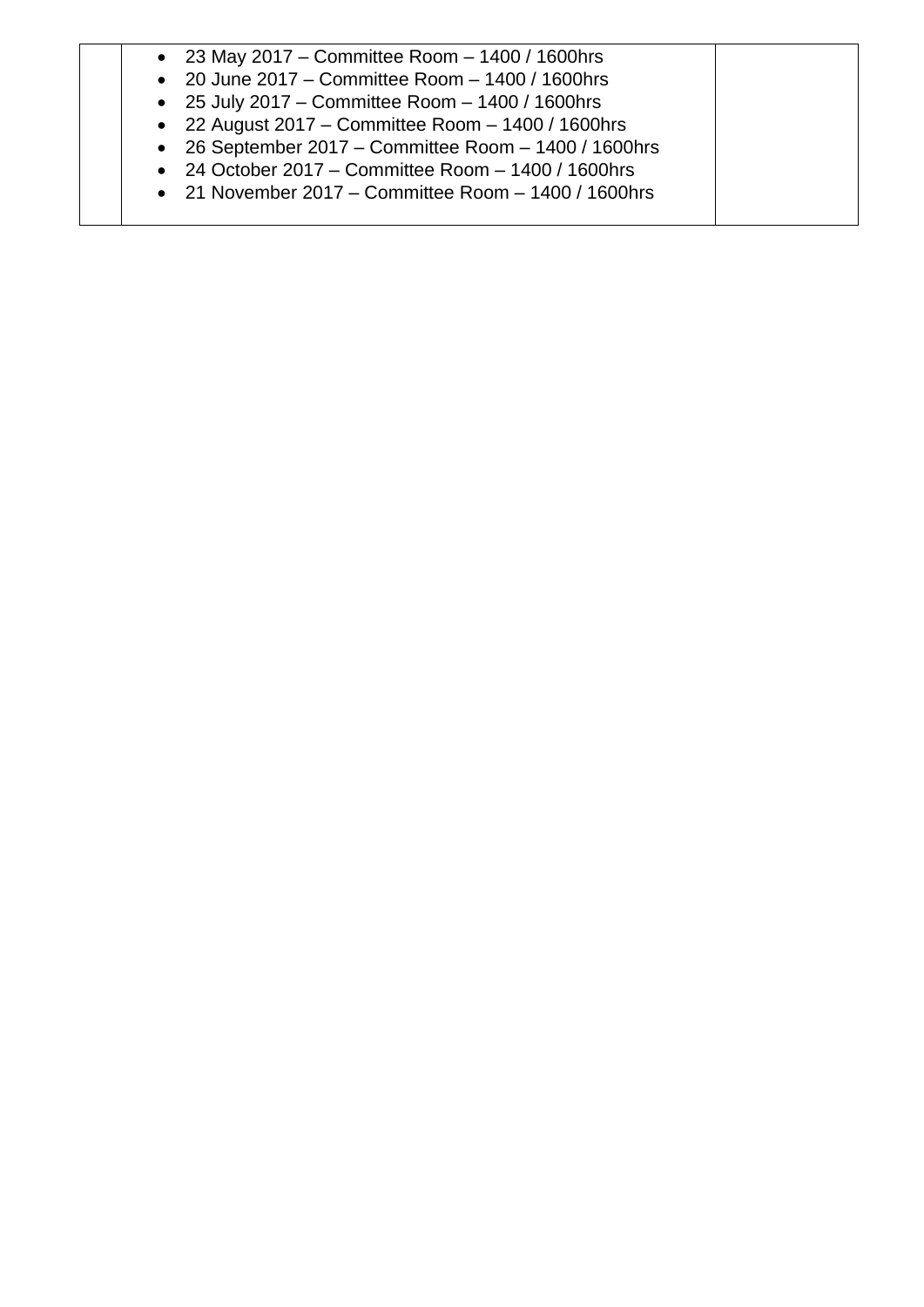| | | |
|---|---|---|
| | • 23 May 2017 – Committee Room – 1400 / 1600hrs<br>• 20 June 2017 – Committee Room – 1400 / 1600hrs<br>• 25 July 2017 – Committee Room – 1400 / 1600hrs<br>• 22 August 2017 – Committee Room – 1400 / 1600hrs<br>• 26 September 2017 – Committee Room – 1400 / 1600hrs<br>• 24 October 2017 – Committee Room – 1400 / 1600hrs<br>• 21 November 2017 – Committee Room – 1400 / 1600hrs | |